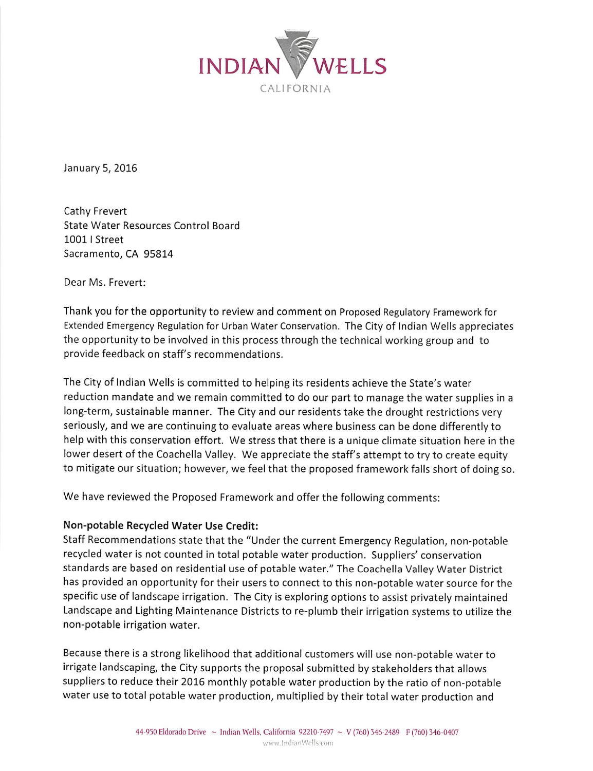INDIAN WELLS
CALIFORNIA

January 5, 2016

Cathy Frevert
State Water Resources Control Board
1001 I Street
Sacramento, CA 95814

Dear Ms. Frevert:

Thank you for the opportunity to review and comment on Proposed Regulatory Framework for Extended Emergency Regulation for Urban Water Conservation. The City of Indian Wells appreciates the opportunity to be involved in this process through the technical working group and to provide feedback on staff's recommendations.

The City of Indian Wells is committed to helping its residents achieve the State's water reduction mandate and we remain committed to do our part to manage the water supplies in a long-term, sustainable manner. The City and our residents take the drought restrictions very seriously, and we are continuing to evaluate areas where business can be done differently to help with this conservation effort. We stress that there is a unique climate situation here in the lower desert of the Coachella Valley. We appreciate the staff's attempt to try to create equity to mitigate our situation; however, we feel that the proposed framework falls short of doing so.

We have reviewed the Proposed Framework and offer the following comments:

**Non-potable Recycled Water Use Credit:**
Staff Recommendations state that the "Under the current Emergency Regulation, non-potable recycled water is not counted in total potable water production. Suppliers' conservation standards are based on residential use of potable water." The Coachella Valley Water District has provided an opportunity for their users to connect to this non-potable water source for the specific use of landscape irrigation. The City is exploring options to assist privately maintained Landscape and Lighting Maintenance Districts to re-plumb their irrigation systems to utilize the non-potable irrigation water.

Because there is a strong likelihood that additional customers will use non-potable water to irrigate landscaping, the City supports the proposal submitted by stakeholders that allows suppliers to reduce their 2016 monthly potable water production by the ratio of non-potable water use to total potable water production, multiplied by their total water production and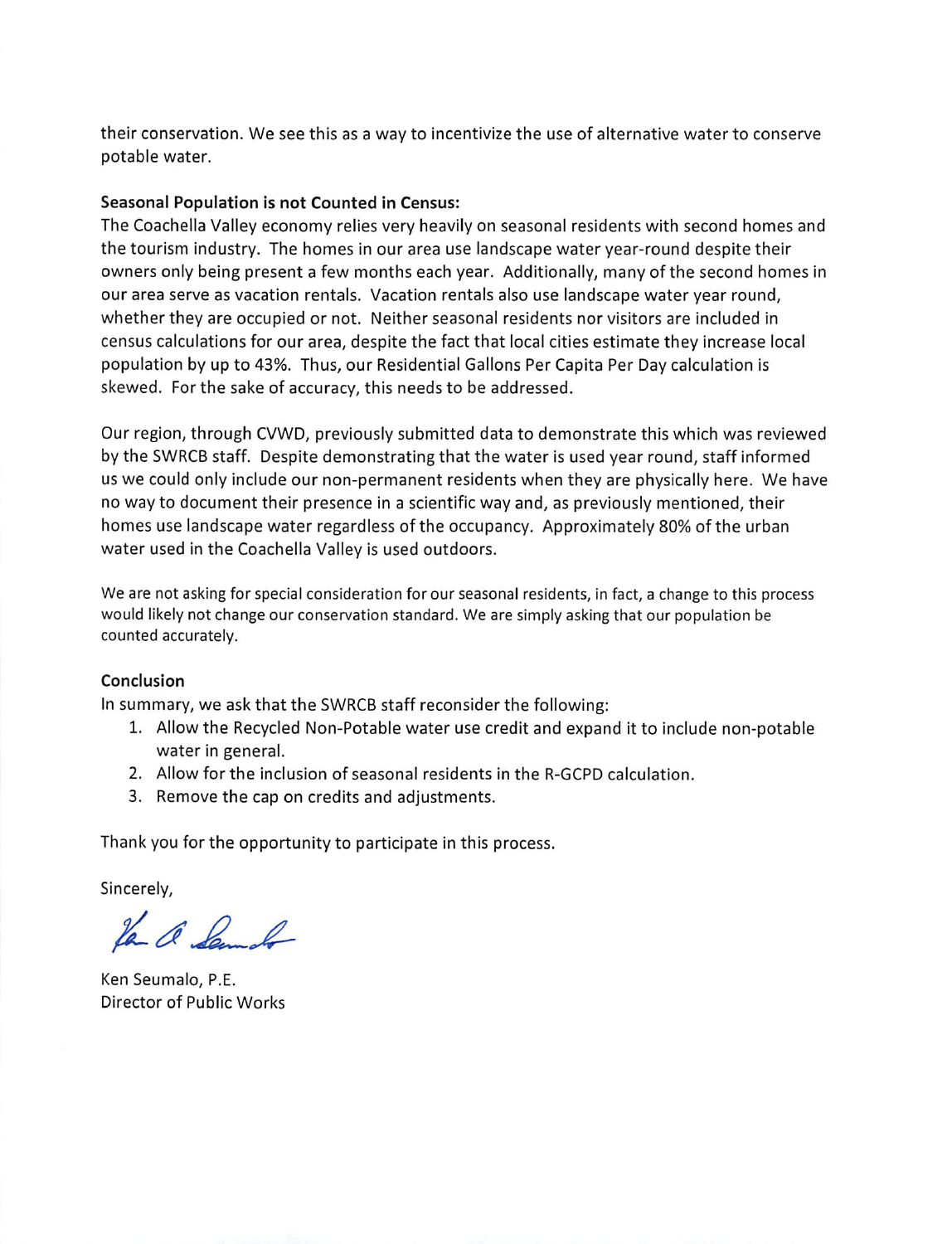their conservation. We see this as a way to incentivize the use of alternative water to conserve potable water.

**Seasonal Population is not Counted in Census:**

The Coachella Valley economy relies very heavily on seasonal residents with second homes and the tourism industry. The homes in our area use landscape water year-round despite their owners only being present a few months each year. Additionally, many of the second homes in our area serve as vacation rentals. Vacation rentals also use landscape water year round, whether they are occupied or not. Neither seasonal residents nor visitors are included in census calculations for our area, despite the fact that local cities estimate they increase local population by up to 43%. Thus, our Residential Gallons Per Capita Per Day calculation is skewed. For the sake of accuracy, this needs to be addressed.

Our region, through CVWD, previously submitted data to demonstrate this which was reviewed by the SWRCB staff. Despite demonstrating that the water is used year round, staff informed us we could only include our non-permanent residents when they are physically here. We have no way to document their presence in a scientific way and, as previously mentioned, their homes use landscape water regardless of the occupancy. Approximately 80% of the urban water used in the Coachella Valley is used outdoors.

We are not asking for special consideration for our seasonal residents, in fact, a change to this process would likely not change our conservation standard. We are simply asking that our population be counted accurately.

**Conclusion**

In summary, we ask that the SWRCB staff reconsider the following:

1. Allow the Recycled Non-Potable water use credit and expand it to include non-potable water in general.
2. Allow for the inclusion of seasonal residents in the R-GCPD calculation.
3. Remove the cap on credits and adjustments.

Thank you for the opportunity to participate in this process.

Sincerely,

Ken Seumalo, P.E.
Director of Public Works